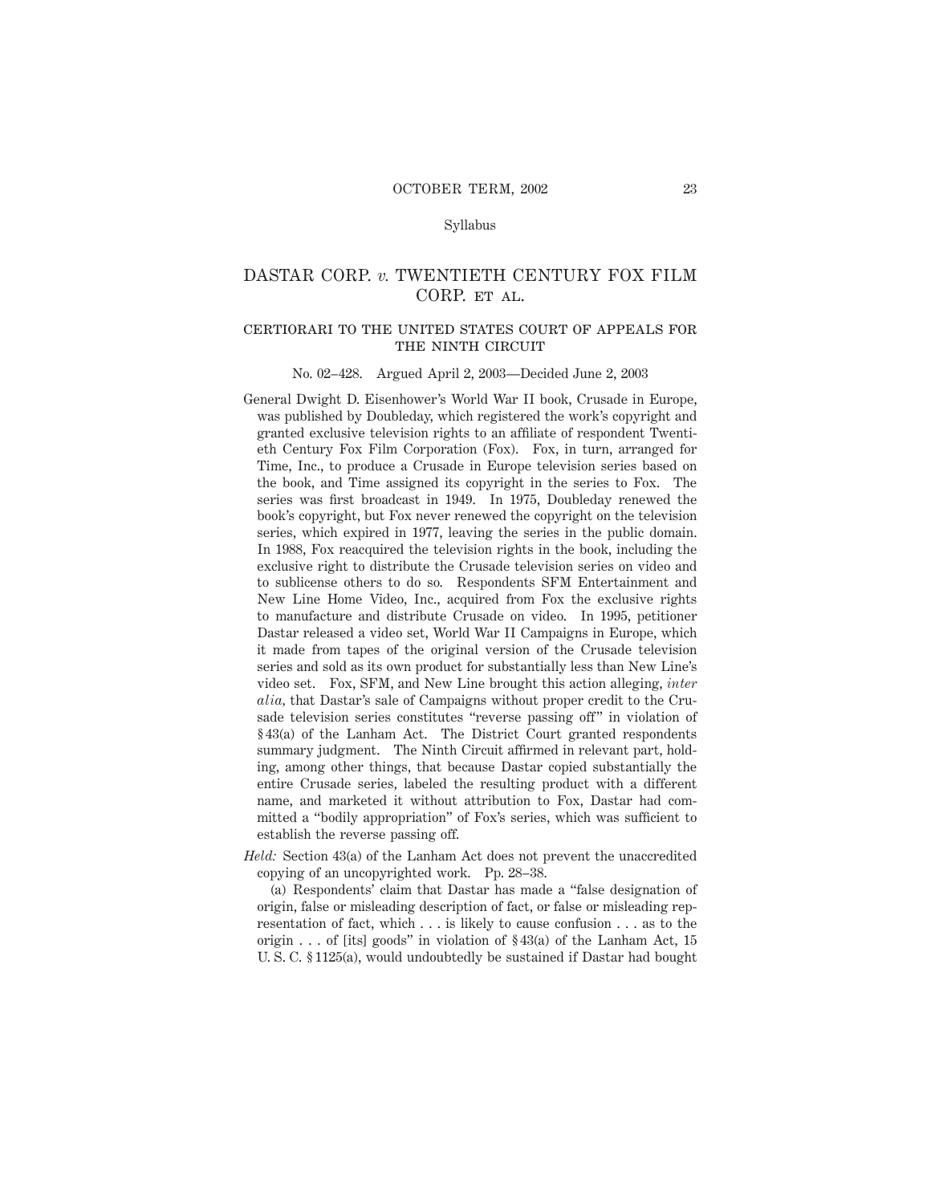# DASTAR CORP. *v.* TWENTIETH CENTURY FOX FILM CORP. ET AL.

## CERTIORARI TO THE UNITED STATES COURT OF APPEALS FOR THE NINTH CIRCUIT

No. 02–428. Argued April 2, 2003—Decided June 2, 2003

General Dwight D. Eisenhower's World War II book, Crusade in Europe, was published by Doubleday, which registered the work's copyright and granted exclusive television rights to an affiliate of respondent Twentieth Century Fox Film Corporation (Fox). Fox, in turn, arranged for Time, Inc., to produce a Crusade in Europe television series based on the book, and Time assigned its copyright in the series to Fox. The series was first broadcast in 1949. In 1975, Doubleday renewed the book's copyright, but Fox never renewed the copyright on the television series, which expired in 1977, leaving the series in the public domain. In 1988, Fox reacquired the television rights in the book, including the exclusive right to distribute the Crusade television series on video and to sublicense others to do so. Respondents SFM Entertainment and New Line Home Video, Inc., acquired from Fox the exclusive rights to manufacture and distribute Crusade on video. In 1995, petitioner Dastar released a video set, World War II Campaigns in Europe, which it made from tapes of the original version of the Crusade television series and sold as its own product for substantially less than New Line's video set. Fox, SFM, and New Line brought this action alleging, *inter alia*, that Dastar's sale of Campaigns without proper credit to the Crusade television series constitutes "reverse passing off" in violation of §43(a) of the Lanham Act. The District Court granted respondents summary judgment. The Ninth Circuit affirmed in relevant part, holding, among other things, that because Dastar copied substantially the entire Crusade series, labeled the resulting product with a different name, and marketed it without attribution to Fox, Dastar had committed a "bodily appropriation" of Fox's series, which was sufficient to establish the reverse passing off.

*Held:* Section 43(a) of the Lanham Act does not prevent the unaccredited copying of an uncopyrighted work. Pp. 28–38.

(a) Respondents' claim that Dastar has made a "false designation of origin, false or misleading description of fact, or false or misleading representation of fact, which . . . is likely to cause confusion . . . as to the origin . . . of [its] goods" in violation of §43(a) of the Lanham Act, 15 U. S. C. §1125(a), would undoubtedly be sustained if Dastar had bought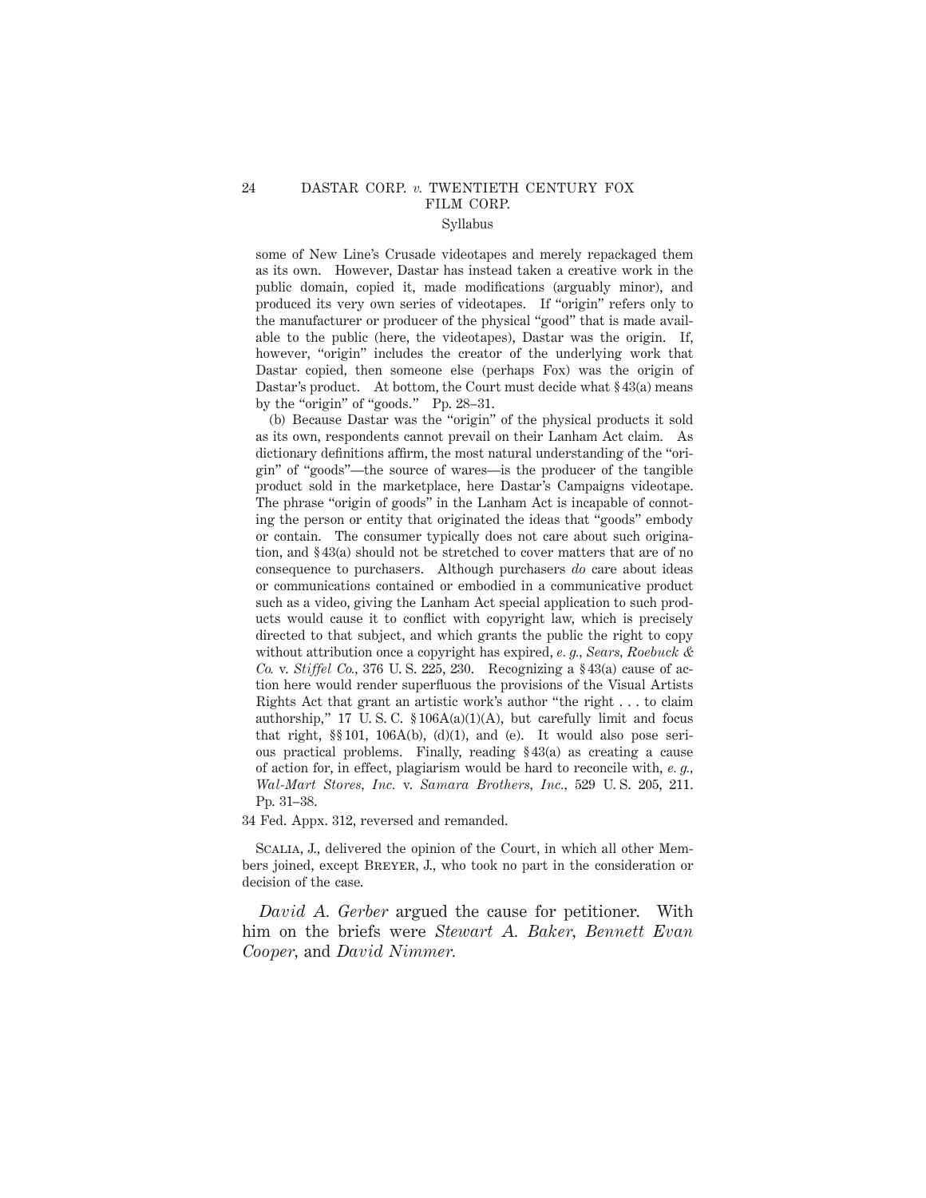some of New Line's Crusade videotapes and merely repackaged them as its own. However, Dastar has instead taken a creative work in the public domain, copied it, made modifications (arguably minor), and produced its very own series of videotapes. If "origin" refers only to the manufacturer or producer of the physical "good" that is made available to the public (here, the videotapes), Dastar was the origin. If, however, "origin" includes the creator of the underlying work that Dastar copied, then someone else (perhaps Fox) was the origin of Dastar's product. At bottom, the Court must decide what § 43(a) means by the "origin" of "goods." Pp. 28–31.

(b) Because Dastar was the "origin" of the physical products it sold as its own, respondents cannot prevail on their Lanham Act claim. As dictionary definitions affirm, the most natural understanding of the "origin" of "goods"—the source of wares—is the producer of the tangible product sold in the marketplace, here Dastar's Campaigns videotape. The phrase "origin of goods" in the Lanham Act is incapable of connoting the person or entity that originated the ideas that "goods" embody or contain. The consumer typically does not care about such origination, and § 43(a) should not be stretched to cover matters that are of no consequence to purchasers. Although purchasers *do* care about ideas or communications contained or embodied in a communicative product such as a video, giving the Lanham Act special application to such products would cause it to conflict with copyright law, which is precisely directed to that subject, and which grants the public the right to copy without attribution once a copyright has expired, *e. g., Sears, Roebuck & Co.* v. *Stiffel Co.,* 376 U. S. 225, 230. Recognizing a § 43(a) cause of action here would render superfluous the provisions of the Visual Artists Rights Act that grant an artistic work's author "the right . . . to claim authorship," 17 U. S. C. § 106A(a)(1)(A), but carefully limit and focus that right, §§ 101, 106A(b), (d)(1), and (e). It would also pose serious practical problems. Finally, reading § 43(a) as creating a cause of action for, in effect, plagiarism would be hard to reconcile with, *e. g., Wal-Mart Stores, Inc.* v. *Samara Brothers, Inc.,* 529 U. S. 205, 211. Pp. 31–38.

34 Fed. Appx. 312, reversed and remanded.

Scalia, J., delivered the opinion of the Court, in which all other Members joined, except Breyer, J., who took no part in the consideration or decision of the case.

*David A. Gerber* argued the cause for petitioner. With him on the briefs were *Stewart A. Baker, Bennett Evan Cooper,* and *David Nimmer.*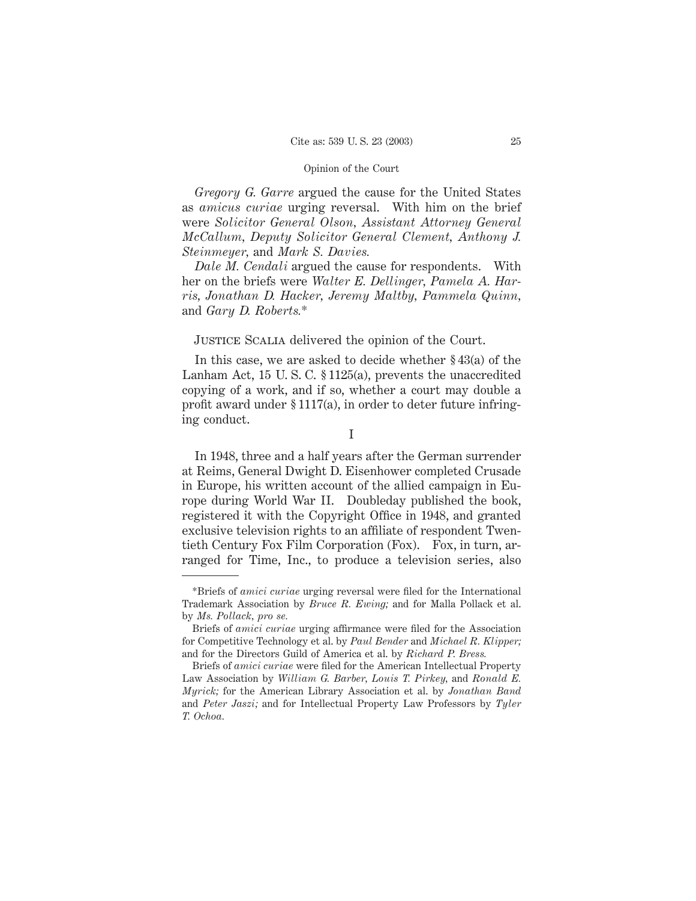*Gregory G. Garre* argued the cause for the United States as *amicus curiae* urging reversal. With him on the brief were *Solicitor General Olson*, *Assistant Attorney General McCallum*, *Deputy Solicitor General Clement*, *Anthony J. Steinmeyer*, and *Mark S. Davies*.

*Dale M. Cendali* argued the cause for respondents. With her on the briefs were *Walter E. Dellinger*, *Pamela A. Harris*, *Jonathan D. Hacker*, *Jeremy Maltby*, *Pammela Quinn*, and *Gary D. Roberts*.*

Justice Scalia delivered the opinion of the Court.

In this case, we are asked to decide whether § 43(a) of the Lanham Act, 15 U. S. C. § 1125(a), prevents the unaccredited copying of a work, and if so, whether a court may double a profit award under § 1117(a), in order to deter future infringing conduct.

I

In 1948, three and a half years after the German surrender at Reims, General Dwight D. Eisenhower completed Crusade in Europe, his written account of the allied campaign in Europe during World War II. Doubleday published the book, registered it with the Copyright Office in 1948, and granted exclusive television rights to an affiliate of respondent Twentieth Century Fox Film Corporation (Fox). Fox, in turn, arranged for Time, Inc., to produce a television series, also

---

*Briefs of *amici curiae* urging reversal were filed for the International Trademark Association by *Bruce R. Ewing;* and for Malla Pollack et al. by *Ms. Pollack*, *pro se.*

Briefs of *amici curiae* urging affirmance were filed for the Association for Competitive Technology et al. by *Paul Bender* and *Michael R. Klipper;* and for the Directors Guild of America et al. by *Richard P. Bress.*

Briefs of *amici curiae* were filed for the American Intellectual Property Law Association by *William G. Barber*, *Louis T. Pirkey*, and *Ronald E. Myrick;* for the American Library Association et al. by *Jonathan Band* and *Peter Jaszi;* and for Intellectual Property Law Professors by *Tyler T. Ochoa.*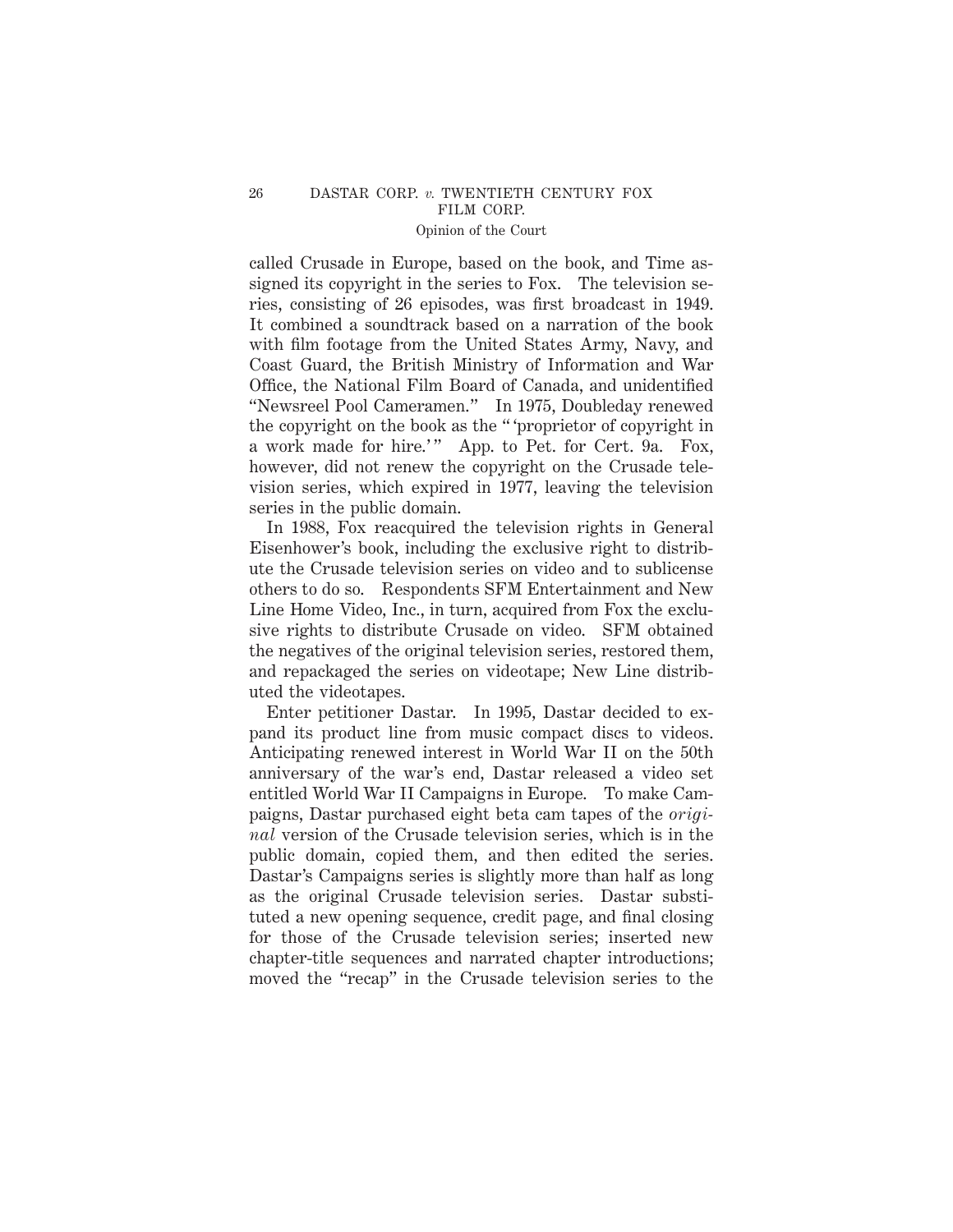called Crusade in Europe, based on the book, and Time assigned its copyright in the series to Fox. The television series, consisting of 26 episodes, was first broadcast in 1949. It combined a soundtrack based on a narration of the book with film footage from the United States Army, Navy, and Coast Guard, the British Ministry of Information and War Office, the National Film Board of Canada, and unidentified "Newsreel Pool Cameramen." In 1975, Doubleday renewed the copyright on the book as the "'proprietor of copyright in a work made for hire.'" App. to Pet. for Cert. 9a. Fox, however, did not renew the copyright on the Crusade television series, which expired in 1977, leaving the television series in the public domain.

In 1988, Fox reacquired the television rights in General Eisenhower's book, including the exclusive right to distribute the Crusade television series on video and to sublicense others to do so. Respondents SFM Entertainment and New Line Home Video, Inc., in turn, acquired from Fox the exclusive rights to distribute Crusade on video. SFM obtained the negatives of the original television series, restored them, and repackaged the series on videotape; New Line distributed the videotapes.

Enter petitioner Dastar. In 1995, Dastar decided to expand its product line from music compact discs to videos. Anticipating renewed interest in World War II on the 50th anniversary of the war's end, Dastar released a video set entitled World War II Campaigns in Europe. To make Campaigns, Dastar purchased eight beta cam tapes of the *original* version of the Crusade television series, which is in the public domain, copied them, and then edited the series. Dastar's Campaigns series is slightly more than half as long as the original Crusade television series. Dastar substituted a new opening sequence, credit page, and final closing for those of the Crusade television series; inserted new chapter-title sequences and narrated chapter introductions; moved the "recap" in the Crusade television series to the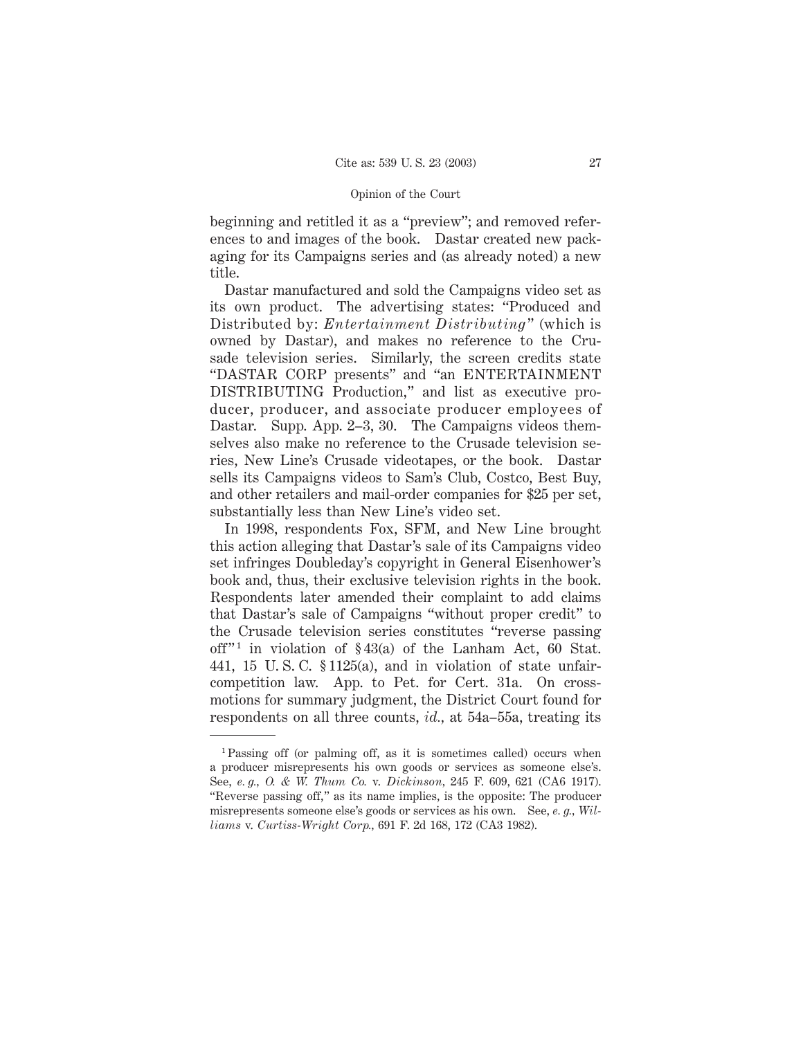beginning and retitled it as a "preview"; and removed references to and images of the book. Dastar created new packaging for its Campaigns series and (as already noted) a new title.

Dastar manufactured and sold the Campaigns video set as its own product. The advertising states: "Produced and Distributed by: *Entertainment Distributing*" (which is owned by Dastar), and makes no reference to the Crusade television series. Similarly, the screen credits state "DASTAR CORP presents" and "an ENTERTAINMENT DISTRIBUTING Production," and list as executive producer, producer, and associate producer employees of Dastar. Supp. App. 2–3, 30. The Campaigns videos themselves also make no reference to the Crusade television series, New Line's Crusade videotapes, or the book. Dastar sells its Campaigns videos to Sam's Club, Costco, Best Buy, and other retailers and mail-order companies for $25 per set, substantially less than New Line's video set.

In 1998, respondents Fox, SFM, and New Line brought this action alleging that Dastar's sale of its Campaigns video set infringes Doubleday's copyright in General Eisenhower's book and, thus, their exclusive television rights in the book. Respondents later amended their complaint to add claims that Dastar's sale of Campaigns "without proper credit" to the Crusade television series constitutes "reverse passing off"[1] in violation of §43(a) of the Lanham Act, 60 Stat. 441, 15 U. S. C. §1125(a), and in violation of state unfair-competition law. App. to Pet. for Cert. 31a. On cross-motions for summary judgment, the District Court found for respondents on all three counts, *id.*, at 54a–55a, treating its

---

[1] Passing off (or palming off, as it is sometimes called) occurs when a producer misrepresents his own goods or services as someone else's. See, *e. g., O. & W. Thum Co.* v. *Dickinson*, 245 F. 609, 621 (CA6 1917). "Reverse passing off," as its name implies, is the opposite: The producer misrepresents someone else's goods or services as his own. See, *e. g., Williams* v. *Curtiss-Wright Corp.*, 691 F. 2d 168, 172 (CA3 1982).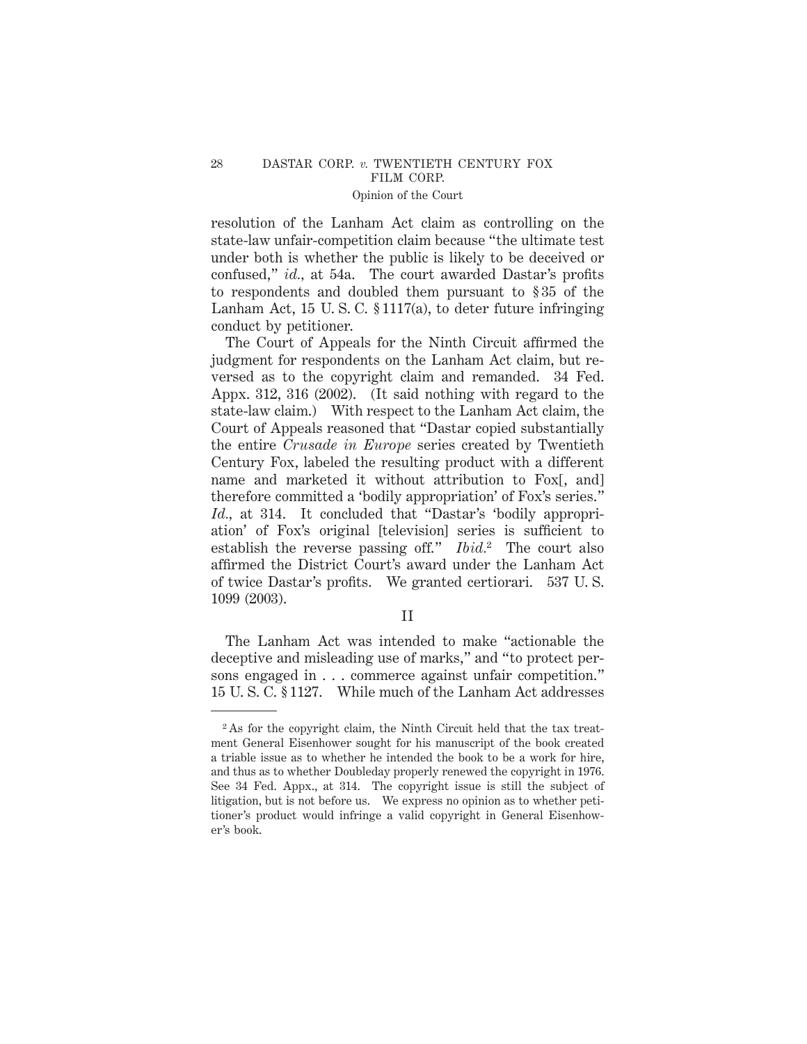resolution of the Lanham Act claim as controlling on the state-law unfair-competition claim because "the ultimate test under both is whether the public is likely to be deceived or confused," *id.*, at 54a. The court awarded Dastar's profits to respondents and doubled them pursuant to § 35 of the Lanham Act, 15 U. S. C. § 1117(a), to deter future infringing conduct by petitioner.

The Court of Appeals for the Ninth Circuit affirmed the judgment for respondents on the Lanham Act claim, but reversed as to the copyright claim and remanded. 34 Fed. Appx. 312, 316 (2002). (It said nothing with regard to the state-law claim.) With respect to the Lanham Act claim, the Court of Appeals reasoned that "Dastar copied substantially the entire *Crusade in Europe* series created by Twentieth Century Fox, labeled the resulting product with a different name and marketed it without attribution to Fox[, and] therefore committed a 'bodily appropriation' of Fox's series." *Id.*, at 314. It concluded that "Dastar's 'bodily appropriation' of Fox's original [television] series is sufficient to establish the reverse passing off." *Ibid.*[2] The court also affirmed the District Court's award under the Lanham Act of twice Dastar's profits. We granted certiorari. 537 U. S. 1099 (2003).

## II

The Lanham Act was intended to make "actionable the deceptive and misleading use of marks," and "to protect persons engaged in . . . commerce against unfair competition." 15 U. S. C. § 1127. While much of the Lanham Act addresses

---

[2] As for the copyright claim, the Ninth Circuit held that the tax treatment General Eisenhower sought for his manuscript of the book created a triable issue as to whether he intended the book to be a work for hire, and thus as to whether Doubleday properly renewed the copyright in 1976. See 34 Fed. Appx., at 314. The copyright issue is still the subject of litigation, but is not before us. We express no opinion as to whether petitioner's product would infringe a valid copyright in General Eisenhower's book.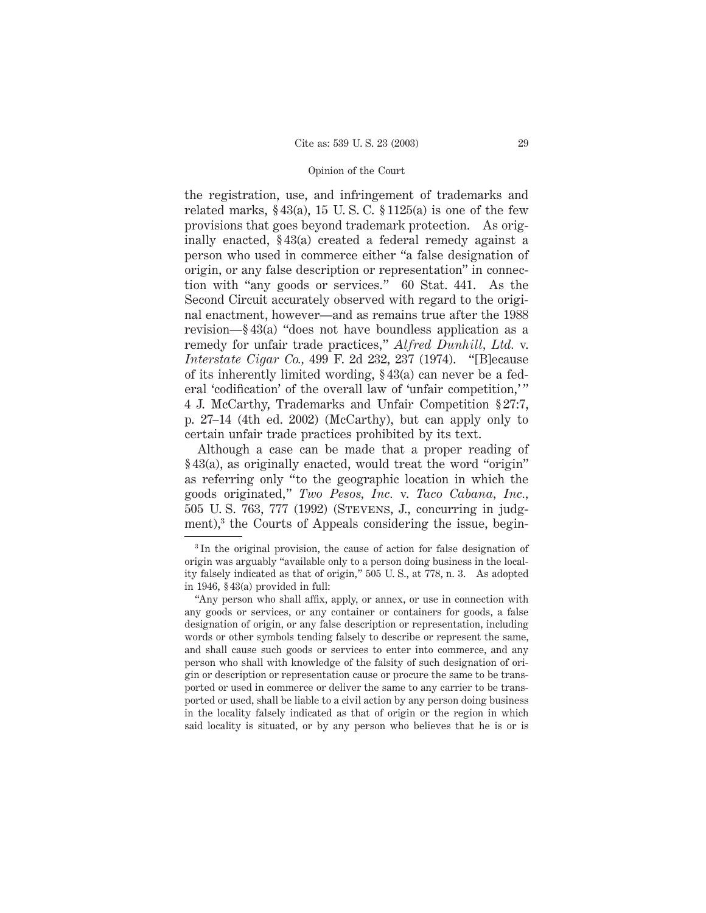the registration, use, and infringement of trademarks and related marks, § 43(a), 15 U. S. C. § 1125(a) is one of the few provisions that goes beyond trademark protection. As originally enacted, § 43(a) created a federal remedy against a person who used in commerce either "a false designation of origin, or any false description or representation" in connection with "any goods or services." 60 Stat. 441. As the Second Circuit accurately observed with regard to the original enactment, however—and as remains true after the 1988 revision—§ 43(a) "does not have boundless application as a remedy for unfair trade practices," *Alfred Dunhill, Ltd.* v. *Interstate Cigar Co.*, 499 F. 2d 232, 237 (1974). "[B]ecause of its inherently limited wording, § 43(a) can never be a federal 'codification' of the overall law of 'unfair competition,'" 4 J. McCarthy, Trademarks and Unfair Competition § 27:7, p. 27–14 (4th ed. 2002) (McCarthy), but can apply only to certain unfair trade practices prohibited by its text.

Although a case can be made that a proper reading of § 43(a), as originally enacted, would treat the word "origin" as referring only "to the geographic location in which the goods originated," *Two Pesos, Inc.* v. *Taco Cabana, Inc.*, 505 U. S. 763, 777 (1992) (STEVENS, J., concurring in judgment),[3] the Courts of Appeals considering the issue, begin-

---

[3] In the original provision, the cause of action for false designation of origin was arguably "available only to a person doing business in the locality falsely indicated as that of origin," 505 U. S., at 778, n. 3. As adopted in 1946, § 43(a) provided in full:

"Any person who shall affix, apply, or annex, or use in connection with any goods or services, or any container or containers for goods, a false designation of origin, or any false description or representation, including words or other symbols tending falsely to describe or represent the same, and shall cause such goods or services to enter into commerce, and any person who shall with knowledge of the falsity of such designation of origin or description or representation cause or procure the same to be transported or used in commerce or deliver the same to any carrier to be transported or used, shall be liable to a civil action by any person doing business in the locality falsely indicated as that of origin or the region in which said locality is situated, or by any person who believes that he is or is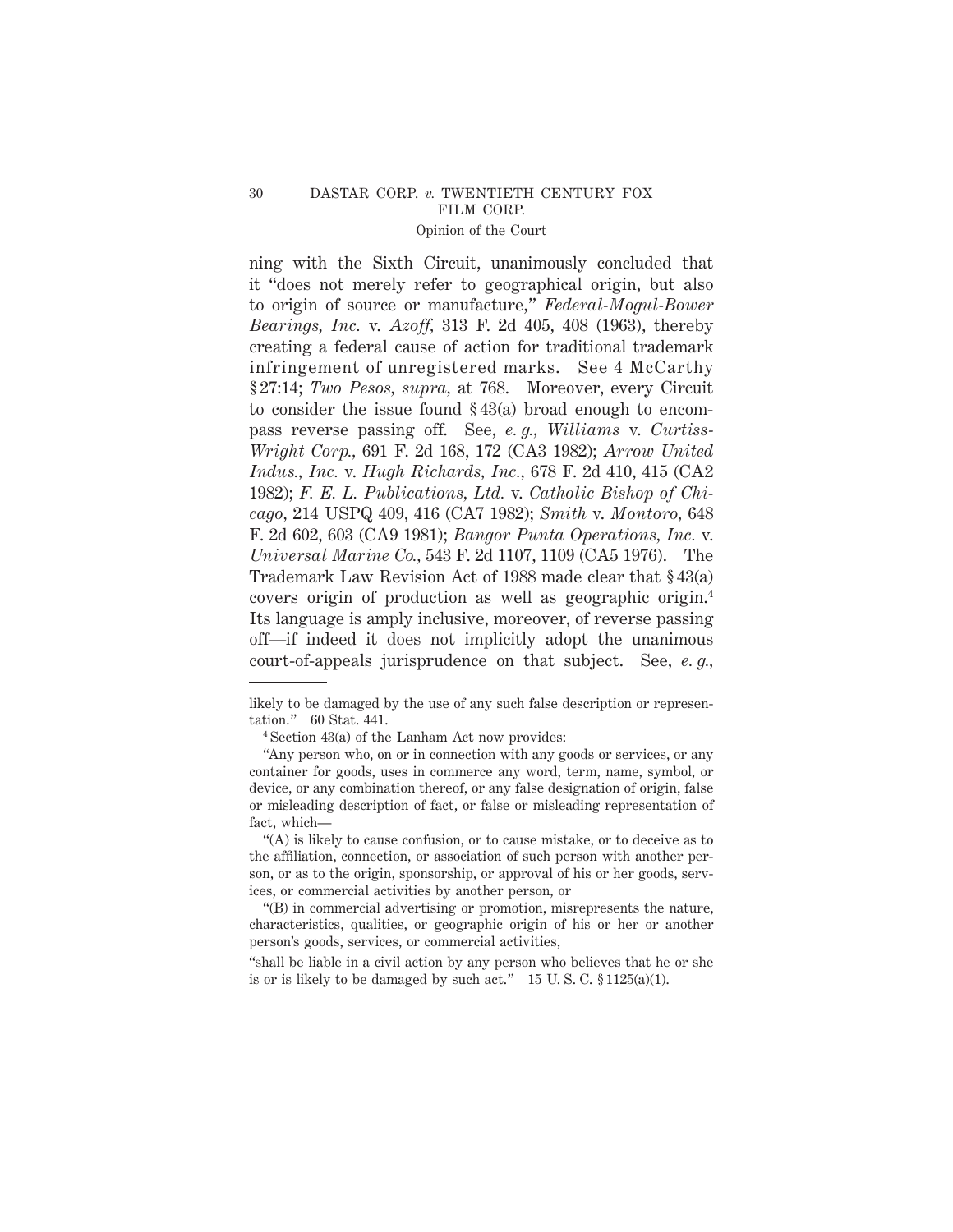ning with the Sixth Circuit, unanimously concluded that it "does not merely refer to geographical origin, but also to origin of source or manufacture," *Federal-Mogul-Bower Bearings, Inc.* v. *Azoff,* 313 F. 2d 405, 408 (1963), thereby creating a federal cause of action for traditional trademark infringement of unregistered marks. See 4 McCarthy § 27:14; *Two Pesos, supra,* at 768. Moreover, every Circuit to consider the issue found § 43(a) broad enough to encompass reverse passing off. See, *e. g., Williams* v. *Curtiss-Wright Corp.,* 691 F. 2d 168, 172 (CA3 1982); *Arrow United Indus., Inc.* v. *Hugh Richards, Inc.,* 678 F. 2d 410, 415 (CA2 1982); *F. E. L. Publications, Ltd.* v. *Catholic Bishop of Chicago,* 214 USPQ 409, 416 (CA7 1982); *Smith* v. *Montoro,* 648 F. 2d 602, 603 (CA9 1981); *Bangor Punta Operations, Inc.* v. *Universal Marine Co.,* 543 F. 2d 1107, 1109 (CA5 1976). The Trademark Law Revision Act of 1988 made clear that § 43(a) covers origin of production as well as geographic origin.[4] Its language is amply inclusive, moreover, of reverse passing off—if indeed it does not implicitly adopt the unanimous court-of-appeals jurisprudence on that subject. See, *e. g.,*

---

likely to be damaged by the use of any such false description or representation." 60 Stat. 441.

[4] Section 43(a) of the Lanham Act now provides:

"Any person who, on or in connection with any goods or services, or any container for goods, uses in commerce any word, term, name, symbol, or device, or any combination thereof, or any false designation of origin, false or misleading description of fact, or false or misleading representation of fact, which—

"(A) is likely to cause confusion, or to cause mistake, or to deceive as to the affiliation, connection, or association of such person with another person, or as to the origin, sponsorship, or approval of his or her goods, services, or commercial activities by another person, or

"(B) in commercial advertising or promotion, misrepresents the nature, characteristics, qualities, or geographic origin of his or her or another person's goods, services, or commercial activities,

"shall be liable in a civil action by any person who believes that he or she is or is likely to be damaged by such act." 15 U. S. C. § 1125(a)(1).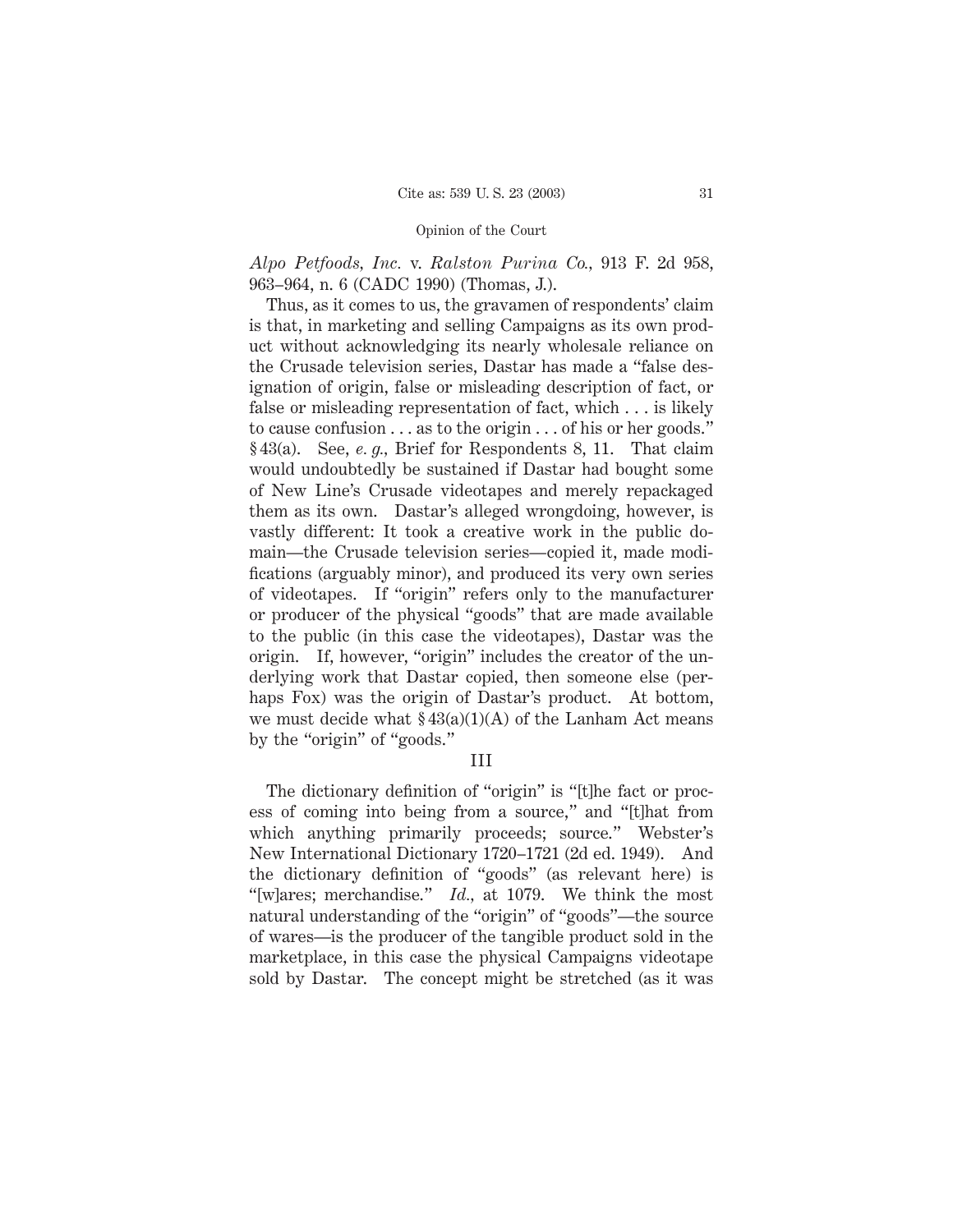*Alpo Petfoods, Inc.* v. *Ralston Purina Co.*, 913 F. 2d 958, 963–964, n. 6 (CADC 1990) (Thomas, J.).

Thus, as it comes to us, the gravamen of respondents' claim is that, in marketing and selling Campaigns as its own product without acknowledging its nearly wholesale reliance on the Crusade television series, Dastar has made a "false designation of origin, false or misleading description of fact, or false or misleading representation of fact, which . . . is likely to cause confusion . . . as to the origin . . . of his or her goods." § 43(a). See, *e. g.*, Brief for Respondents 8, 11. That claim would undoubtedly be sustained if Dastar had bought some of New Line's Crusade videotapes and merely repackaged them as its own. Dastar's alleged wrongdoing, however, is vastly different: It took a creative work in the public domain—the Crusade television series—copied it, made modifications (arguably minor), and produced its very own series of videotapes. If "origin" refers only to the manufacturer or producer of the physical "goods" that are made available to the public (in this case the videotapes), Dastar was the origin. If, however, "origin" includes the creator of the underlying work that Dastar copied, then someone else (perhaps Fox) was the origin of Dastar's product. At bottom, we must decide what § 43(a)(1)(A) of the Lanham Act means by the "origin" of "goods."

## III

The dictionary definition of "origin" is "[t]he fact or process of coming into being from a source," and "[t]hat from which anything primarily proceeds; source." Webster's New International Dictionary 1720–1721 (2d ed. 1949). And the dictionary definition of "goods" (as relevant here) is "[w]ares; merchandise." *Id.*, at 1079. We think the most natural understanding of the "origin" of "goods"—the source of wares—is the producer of the tangible product sold in the marketplace, in this case the physical Campaigns videotape sold by Dastar. The concept might be stretched (as it was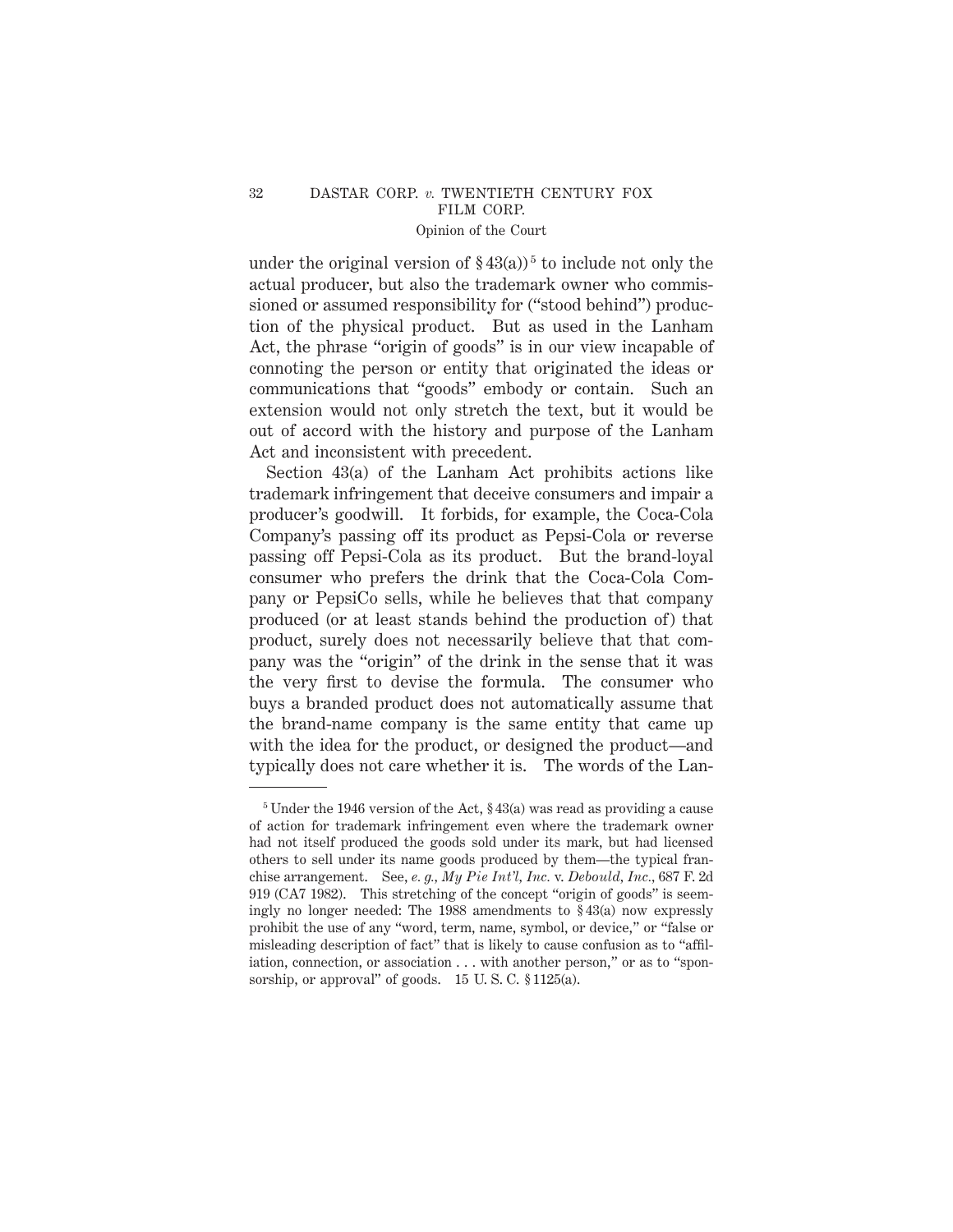under the original version of § 43(a))[5] to include not only the actual producer, but also the trademark owner who commissioned or assumed responsibility for ("stood behind") production of the physical product. But as used in the Lanham Act, the phrase "origin of goods" is in our view incapable of connoting the person or entity that originated the ideas or communications that "goods" embody or contain. Such an extension would not only stretch the text, but it would be out of accord with the history and purpose of the Lanham Act and inconsistent with precedent.

Section 43(a) of the Lanham Act prohibits actions like trademark infringement that deceive consumers and impair a producer's goodwill. It forbids, for example, the Coca-Cola Company's passing off its product as Pepsi-Cola or reverse passing off Pepsi-Cola as its product. But the brand-loyal consumer who prefers the drink that the Coca-Cola Company or PepsiCo sells, while he believes that that company produced (or at least stands behind the production of) that product, surely does not necessarily believe that that company was the "origin" of the drink in the sense that it was the very first to devise the formula. The consumer who buys a branded product does not automatically assume that the brand-name company is the same entity that came up with the idea for the product, or designed the product—and typically does not care whether it is. The words of the Lan-

[5] Under the 1946 version of the Act, § 43(a) was read as providing a cause of action for trademark infringement even where the trademark owner had not itself produced the goods sold under its mark, but had licensed others to sell under its name goods produced by them—the typical franchise arrangement. See, *e. g.*, *My Pie Int'l, Inc.* v. *Debould, Inc.*, 687 F. 2d 919 (CA7 1982). This stretching of the concept "origin of goods" is seemingly no longer needed: The 1988 amendments to § 43(a) now expressly prohibit the use of any "word, term, name, symbol, or device," or "false or misleading description of fact" that is likely to cause confusion as to "affiliation, connection, or association . . . with another person," or as to "sponsorship, or approval" of goods. 15 U. S. C. § 1125(a).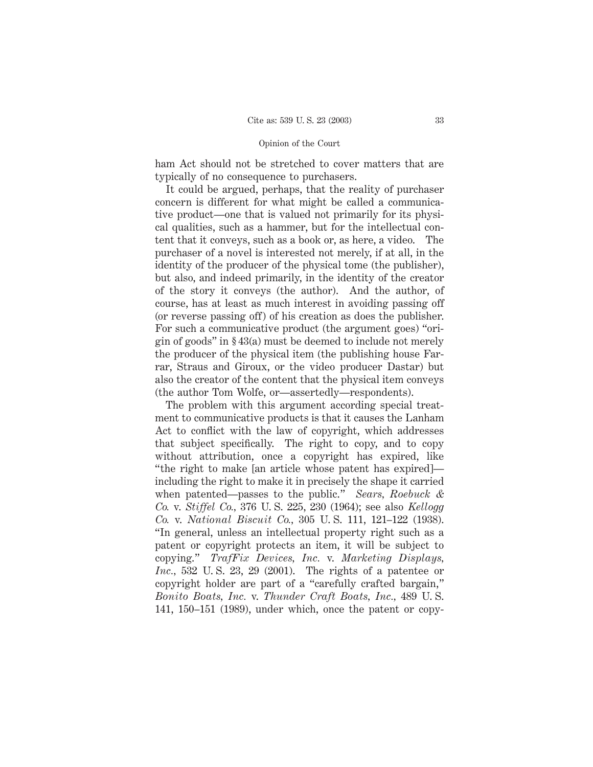ham Act should not be stretched to cover matters that are typically of no consequence to purchasers.

It could be argued, perhaps, that the reality of purchaser concern is different for what might be called a communicative product—one that is valued not primarily for its physical qualities, such as a hammer, but for the intellectual content that it conveys, such as a book or, as here, a video. The purchaser of a novel is interested not merely, if at all, in the identity of the producer of the physical tome (the publisher), but also, and indeed primarily, in the identity of the creator of the story it conveys (the author). And the author, of course, has at least as much interest in avoiding passing off (or reverse passing off) of his creation as does the publisher. For such a communicative product (the argument goes) "origin of goods" in § 43(a) must be deemed to include not merely the producer of the physical item (the publishing house Farrar, Straus and Giroux, or the video producer Dastar) but also the creator of the content that the physical item conveys (the author Tom Wolfe, or—assertedly—respondents).

The problem with this argument according special treatment to communicative products is that it causes the Lanham Act to conflict with the law of copyright, which addresses that subject specifically. The right to copy, and to copy without attribution, once a copyright has expired, like "the right to make [an article whose patent has expired]—including the right to make it in precisely the shape it carried when patented—passes to the public." *Sears, Roebuck & Co.* v. *Stiffel Co.*, 376 U. S. 225, 230 (1964); see also *Kellogg Co.* v. *National Biscuit Co.*, 305 U. S. 111, 121–122 (1938). "In general, unless an intellectual property right such as a patent or copyright protects an item, it will be subject to copying." *TrafFix Devices, Inc.* v. *Marketing Displays, Inc.*, 532 U. S. 23, 29 (2001). The rights of a patentee or copyright holder are part of a "carefully crafted bargain," *Bonito Boats, Inc.* v. *Thunder Craft Boats, Inc.*, 489 U. S. 141, 150–151 (1989), under which, once the patent or copy-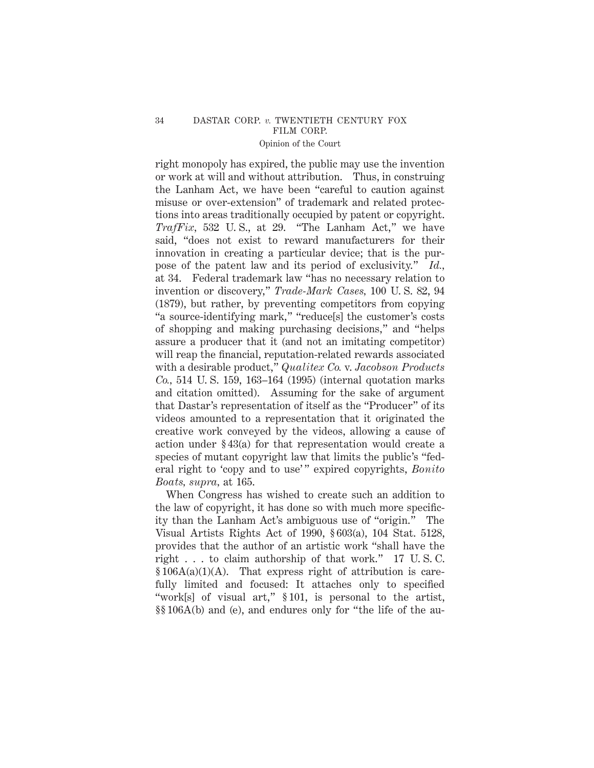right monopoly has expired, the public may use the invention or work at will and without attribution. Thus, in construing the Lanham Act, we have been "careful to caution against misuse or over-extension" of trademark and related protections into areas traditionally occupied by patent or copyright. *TrafFix*, 532 U. S., at 29. "The Lanham Act," we have said, "does not exist to reward manufacturers for their innovation in creating a particular device; that is the purpose of the patent law and its period of exclusivity." *Id.*, at 34. Federal trademark law "has no necessary relation to invention or discovery," *Trade-Mark Cases*, 100 U. S. 82, 94 (1879), but rather, by preventing competitors from copying "a source-identifying mark," "reduce[s] the customer's costs of shopping and making purchasing decisions," and "helps assure a producer that it (and not an imitating competitor) will reap the financial, reputation-related rewards associated with a desirable product," *Qualitex Co.* v. *Jacobson Products Co.*, 514 U. S. 159, 163–164 (1995) (internal quotation marks and citation omitted). Assuming for the sake of argument that Dastar's representation of itself as the "Producer" of its videos amounted to a representation that it originated the creative work conveyed by the videos, allowing a cause of action under § 43(a) for that representation would create a species of mutant copyright law that limits the public's "federal right to 'copy and to use'" expired copyrights, *Bonito Boats*, *supra*, at 165.

When Congress has wished to create such an addition to the law of copyright, it has done so with much more specificity than the Lanham Act's ambiguous use of "origin." The Visual Artists Rights Act of 1990, § 603(a), 104 Stat. 5128, provides that the author of an artistic work "shall have the right . . . to claim authorship of that work." 17 U. S. C. § 106A(a)(1)(A). That express right of attribution is carefully limited and focused: It attaches only to specified "work[s] of visual art," § 101, is personal to the artist, §§ 106A(b) and (e), and endures only for "the life of the au-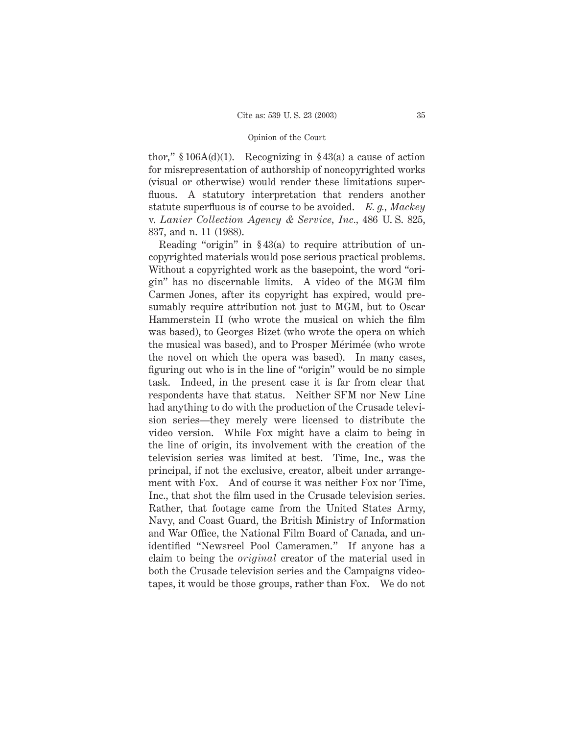thor," § 106A(d)(1). Recognizing in § 43(a) a cause of action for misrepresentation of authorship of noncopyrighted works (visual or otherwise) would render these limitations superfluous. A statutory interpretation that renders another statute superfluous is of course to be avoided. *E. g., Mackey* v. *Lanier Collection Agency & Service, Inc.*, 486 U. S. 825, 837, and n. 11 (1988).

Reading "origin" in § 43(a) to require attribution of uncopyrighted materials would pose serious practical problems. Without a copyrighted work as the basepoint, the word "origin" has no discernable limits. A video of the MGM film Carmen Jones, after its copyright has expired, would presumably require attribution not just to MGM, but to Oscar Hammerstein II (who wrote the musical on which the film was based), to Georges Bizet (who wrote the opera on which the musical was based), and to Prosper Mérimée (who wrote the novel on which the opera was based). In many cases, figuring out who is in the line of "origin" would be no simple task. Indeed, in the present case it is far from clear that respondents have that status. Neither SFM nor New Line had anything to do with the production of the Crusade television series—they merely were licensed to distribute the video version. While Fox might have a claim to being in the line of origin, its involvement with the creation of the television series was limited at best. Time, Inc., was the principal, if not the exclusive, creator, albeit under arrangement with Fox. And of course it was neither Fox nor Time, Inc., that shot the film used in the Crusade television series. Rather, that footage came from the United States Army, Navy, and Coast Guard, the British Ministry of Information and War Office, the National Film Board of Canada, and unidentified "Newsreel Pool Cameramen." If anyone has a claim to being the *original* creator of the material used in both the Crusade television series and the Campaigns videotapes, it would be those groups, rather than Fox. We do not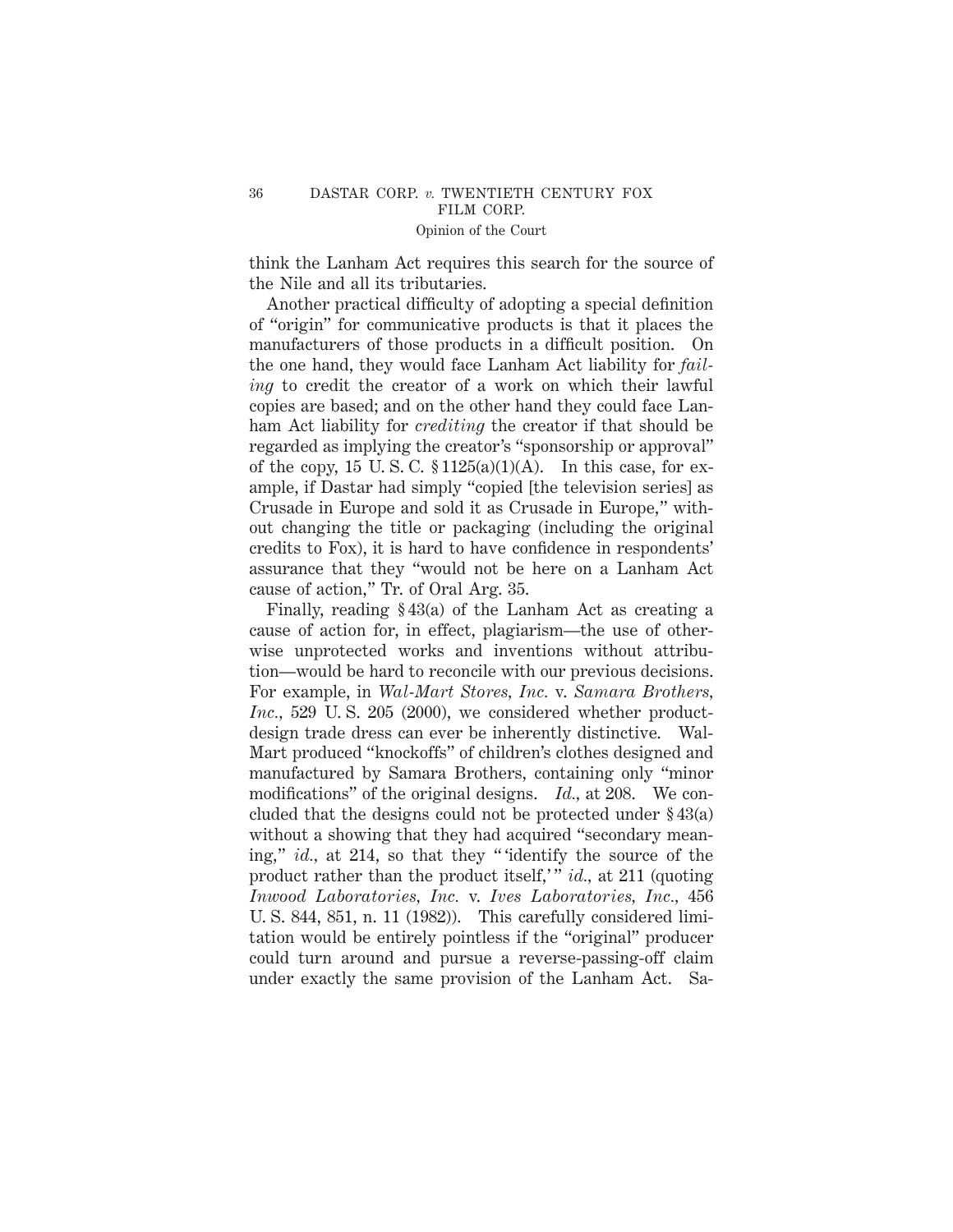think the Lanham Act requires this search for the source of the Nile and all its tributaries.

Another practical difficulty of adopting a special definition of "origin" for communicative products is that it places the manufacturers of those products in a difficult position. On the one hand, they would face Lanham Act liability for *failing* to credit the creator of a work on which their lawful copies are based; and on the other hand they could face Lanham Act liability for *crediting* the creator if that should be regarded as implying the creator's "sponsorship or approval" of the copy, 15 U. S. C. § 1125(a)(1)(A). In this case, for example, if Dastar had simply "copied [the television series] as Crusade in Europe and sold it as Crusade in Europe," without changing the title or packaging (including the original credits to Fox), it is hard to have confidence in respondents' assurance that they "would not be here on a Lanham Act cause of action," Tr. of Oral Arg. 35.

Finally, reading § 43(a) of the Lanham Act as creating a cause of action for, in effect, plagiarism—the use of otherwise unprotected works and inventions without attribution—would be hard to reconcile with our previous decisions. For example, in *Wal-Mart Stores, Inc.* v. *Samara Brothers, Inc.*, 529 U. S. 205 (2000), we considered whether product-design trade dress can ever be inherently distinctive. Wal-Mart produced "knockoffs" of children's clothes designed and manufactured by Samara Brothers, containing only "minor modifications" of the original designs. *Id.*, at 208. We concluded that the designs could not be protected under § 43(a) without a showing that they had acquired "secondary meaning," *id.*, at 214, so that they "'identify the source of the product rather than the product itself,'" *id.*, at 211 (quoting *Inwood Laboratories, Inc.* v. *Ives Laboratories, Inc.*, 456 U. S. 844, 851, n. 11 (1982)). This carefully considered limitation would be entirely pointless if the "original" producer could turn around and pursue a reverse-passing-off claim under exactly the same provision of the Lanham Act. Sa-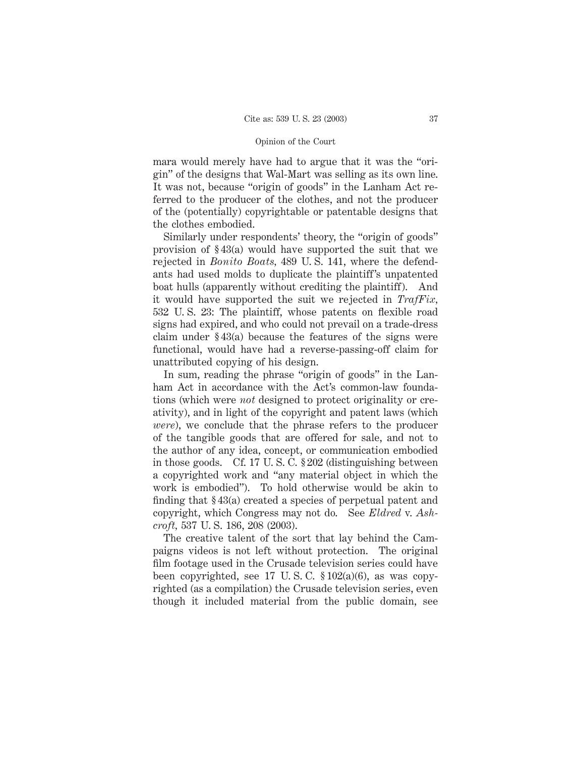mara would merely have had to argue that it was the "origin" of the designs that Wal-Mart was selling as its own line. It was not, because "origin of goods" in the Lanham Act referred to the producer of the clothes, and not the producer of the (potentially) copyrightable or patentable designs that the clothes embodied.

Similarly under respondents' theory, the "origin of goods" provision of § 43(a) would have supported the suit that we rejected in *Bonito Boats,* 489 U. S. 141, where the defendants had used molds to duplicate the plaintiff's unpatented boat hulls (apparently without crediting the plaintiff). And it would have supported the suit we rejected in *TrafFix,* 532 U. S. 23: The plaintiff, whose patents on flexible road signs had expired, and who could not prevail on a trade-dress claim under § 43(a) because the features of the signs were functional, would have had a reverse-passing-off claim for unattributed copying of his design.

In sum, reading the phrase "origin of goods" in the Lanham Act in accordance with the Act's common-law foundations (which were *not* designed to protect originality or creativity), and in light of the copyright and patent laws (which *were*), we conclude that the phrase refers to the producer of the tangible goods that are offered for sale, and not to the author of any idea, concept, or communication embodied in those goods. Cf. 17 U. S. C. § 202 (distinguishing between a copyrighted work and "any material object in which the work is embodied"). To hold otherwise would be akin to finding that § 43(a) created a species of perpetual patent and copyright, which Congress may not do. See *Eldred* v. *Ashcroft,* 537 U. S. 186, 208 (2003).

The creative talent of the sort that lay behind the Campaigns videos is not left without protection. The original film footage used in the Crusade television series could have been copyrighted, see 17 U. S. C. § 102(a)(6), as was copyrighted (as a compilation) the Crusade television series, even though it included material from the public domain, see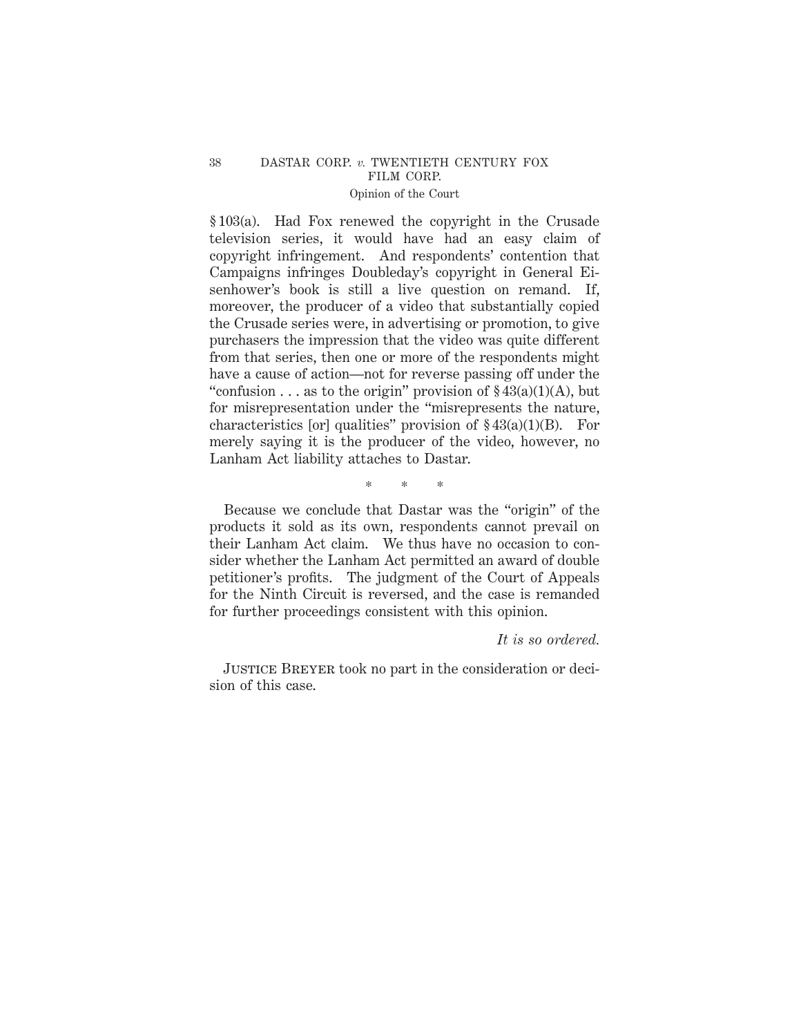§ 103(a). Had Fox renewed the copyright in the Crusade television series, it would have had an easy claim of copyright infringement. And respondents' contention that Campaigns infringes Doubleday's copyright in General Eisenhower's book is still a live question on remand. If, moreover, the producer of a video that substantially copied the Crusade series were, in advertising or promotion, to give purchasers the impression that the video was quite different from that series, then one or more of the respondents might have a cause of action—not for reverse passing off under the "confusion . . . as to the origin" provision of § 43(a)(1)(A), but for misrepresentation under the "misrepresents the nature, characteristics [or] qualities" provision of § 43(a)(1)(B). For merely saying it is the producer of the video, however, no Lanham Act liability attaches to Dastar.

\* \* \*

Because we conclude that Dastar was the "origin" of the products it sold as its own, respondents cannot prevail on their Lanham Act claim. We thus have no occasion to consider whether the Lanham Act permitted an award of double petitioner's profits. The judgment of the Court of Appeals for the Ninth Circuit is reversed, and the case is remanded for further proceedings consistent with this opinion.

*It is so ordered.*

JUSTICE BREYER took no part in the consideration or decision of this case.